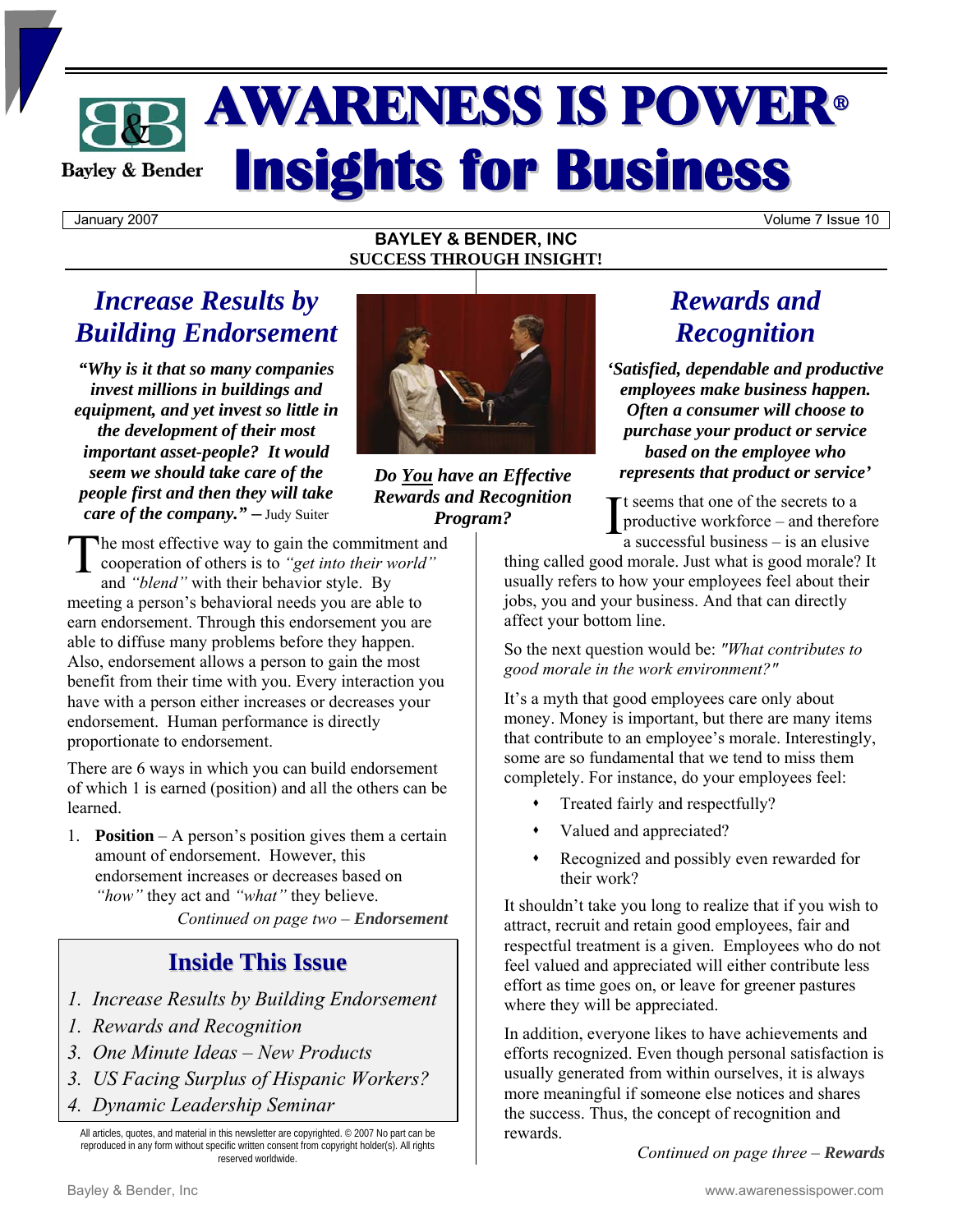# AWARENESS IS POWER®
# Insights for Business

Bayley & Bender

January 2007 | Volume 7 Issue 10

**BAYLEY & BENDER, INC**
**SUCCESS THROUGH INSIGHT!**

## *Increase Results by Building Endorsement*

***"Why is it that so many companies invest millions in buildings and equipment, and yet invest so little in the development of their most important asset-people? It would seem we should take care of the people first and then they will take care of the company."*** **–** Judy Suiter

The most effective way to gain the commitment and cooperation of others is to *"get into their world"* and *"blend"* with their behavior style. By meeting a person's behavioral needs you are able to earn endorsement. Through this endorsement you are able to diffuse many problems before they happen. Also, endorsement allows a person to gain the most benefit from their time with you. Every interaction you have with a person either increases or decreases your endorsement. Human performance is directly proportionate to endorsement.

There are 6 ways in which you can build endorsement of which 1 is earned (position) and all the others can be learned.

1. **Position** – A person's position gives them a certain amount of endorsement. However, this endorsement increases or decreases based on *"how"* they act and *"what"* they believe.

*Continued on page two –* ***Endorsement***

***Do You have an Effective Rewards and Recognition Program?***

## *Rewards and Recognition*

***'Satisfied, dependable and productive employees make business happen. Often a consumer will choose to purchase your product or service based on the employee who represents that product or service'***

It seems that one of the secrets to a productive workforce – and therefore a successful business – is an elusive thing called good morale. Just what is good morale? It usually refers to how your employees feel about their jobs, you and your business. And that can directly affect your bottom line.

So the next question would be: *"What contributes to good morale in the work environment?"*

It's a myth that good employees care only about money. Money is important, but there are many items that contribute to an employee's morale. Interestingly, some are so fundamental that we tend to miss them completely. For instance, do your employees feel:

- Treated fairly and respectfully?
- Valued and appreciated?
- Recognized and possibly even rewarded for their work?

It shouldn't take you long to realize that if you wish to attract, recruit and retain good employees, fair and respectful treatment is a given. Employees who do not feel valued and appreciated will either contribute less effort as time goes on, or leave for greener pastures where they will be appreciated.

In addition, everyone likes to have achievements and efforts recognized. Even though personal satisfaction is usually generated from within ourselves, it is always more meaningful if someone else notices and shares the success. Thus, the concept of recognition and rewards.

*Continued on page three –* ***Rewards***

## Inside This Issue

1. *Increase Results by Building Endorsement*
1. *Rewards and Recognition*
3. *One Minute Ideas – New Products*
3. *US Facing Surplus of Hispanic Workers?*
4. *Dynamic Leadership Seminar*

All articles, quotes, and material in this newsletter are copyrighted. © 2007 No part can be reproduced in any form without specific written consent from copyright holder(s). All rights reserved worldwide.

Bayley & Bender, Inc | www.awarenessispower.com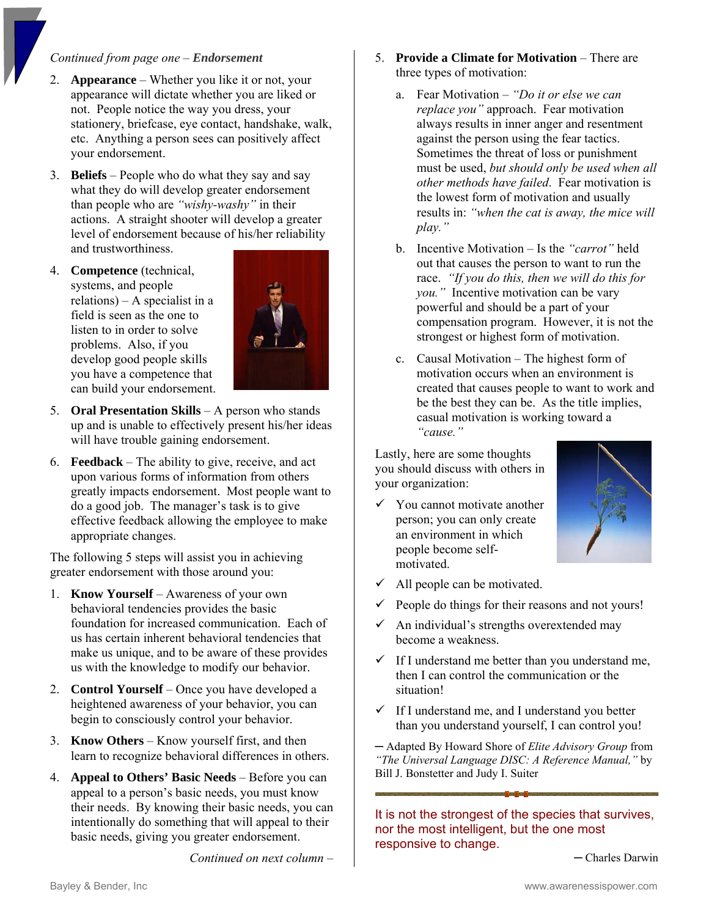*Continued from page one – **Endorsement***

2. **Appearance** – Whether you like it or not, your appearance will dictate whether you are liked or not. People notice the way you dress, your stationery, briefcase, eye contact, handshake, walk, etc. Anything a person sees can positively affect your endorsement.
3. **Beliefs** – People who do what they say and say what they do will develop greater endorsement than people who are *"wishy-washy"* in their actions. A straight shooter will develop a greater level of endorsement because of his/her reliability and trustworthiness.
4. **Competence** (technical, systems, and people relations) – A specialist in a field is seen as the one to listen to in order to solve problems. Also, if you develop good people skills you have a competence that can build your endorsement.
5. **Oral Presentation Skills** – A person who stands up and is unable to effectively present his/her ideas will have trouble gaining endorsement.
6. **Feedback** – The ability to give, receive, and act upon various forms of information from others greatly impacts endorsement. Most people want to do a good job. The manager's task is to give effective feedback allowing the employee to make appropriate changes.

The following 5 steps will assist you in achieving greater endorsement with those around you:

1. **Know Yourself** – Awareness of your own behavioral tendencies provides the basic foundation for increased communication. Each of us has certain inherent behavioral tendencies that make us unique, and to be aware of these provides us with the knowledge to modify our behavior.
2. **Control Yourself** – Once you have developed a heightened awareness of your behavior, you can begin to consciously control your behavior.
3. **Know Others** – Know yourself first, and then learn to recognize behavioral differences in others.
4. **Appeal to Others' Basic Needs** – Before you can appeal to a person's basic needs, you must know their needs. By knowing their basic needs, you can intentionally do something that will appeal to their basic needs, giving you greater endorsement.

*Continued on next column –*

5. **Provide a Climate for Motivation** – There are three types of motivation:
   a. Fear Motivation – *"Do it or else we can replace you"* approach. Fear motivation always results in inner anger and resentment against the person using the fear tactics. Sometimes the threat of loss or punishment must be used, *but should only be used when all other methods have failed*. Fear motivation is the lowest form of motivation and usually results in: *"when the cat is away, the mice will play."*
   b. Incentive Motivation – Is the *"carrot"* held out that causes the person to want to run the race. *"If you do this, then we will do this for you."* Incentive motivation can be vary powerful and should be a part of your compensation program. However, it is not the strongest or highest form of motivation.
   c. Causal Motivation – The highest form of motivation occurs when an environment is created that causes people to want to work and be the best they can be. As the title implies, casual motivation is working toward a *"cause."*

Lastly, here are some thoughts you should discuss with others in your organization:

- ✓ You cannot motivate another person; you can only create an environment in which people become self-motivated.
- ✓ All people can be motivated.
- ✓ People do things for their reasons and not yours!
- ✓ An individual's strengths overextended may become a weakness.
- ✓ If I understand me better than you understand me, then I can control the communication or the situation!
- ✓ If I understand me, and I understand you better than you understand yourself, I can control you!

─ Adapted By Howard Shore of *Elite Advisory Group* from *"The Universal Language DISC: A Reference Manual,"* by Bill J. Bonstetter and Judy I. Suiter

It is not the strongest of the species that survives, nor the most intelligent, but the one most responsive to change.

─ Charles Darwin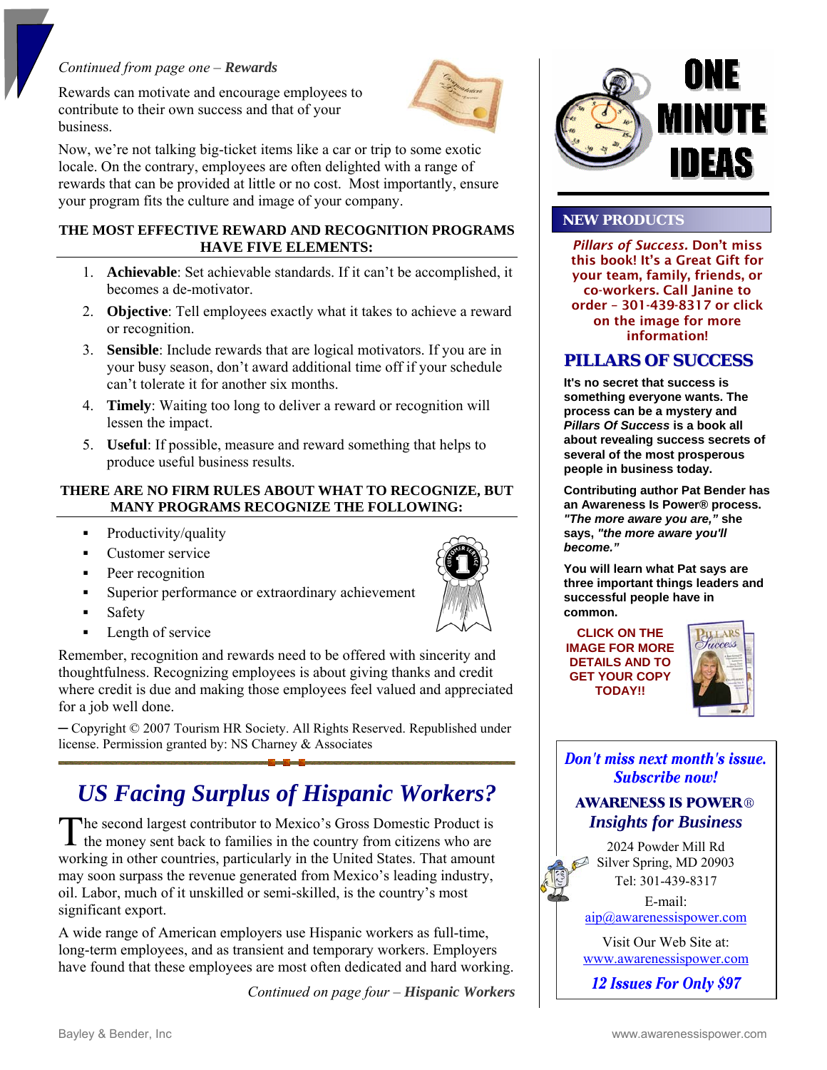*Continued from page one – **Rewards***

Rewards can motivate and encourage employees to contribute to their own success and that of your business.

Now, we're not talking big-ticket items like a car or trip to some exotic locale. On the contrary, employees are often delighted with a range of rewards that can be provided at little or no cost. Most importantly, ensure your program fits the culture and image of your company.

**THE MOST EFFECTIVE REWARD AND RECOGNITION PROGRAMS HAVE FIVE ELEMENTS:**

1. **Achievable**: Set achievable standards. If it can't be accomplished, it becomes a de-motivator.
2. **Objective**: Tell employees exactly what it takes to achieve a reward or recognition.
3. **Sensible**: Include rewards that are logical motivators. If you are in your busy season, don't award additional time off if your schedule can't tolerate it for another six months.
4. **Timely**: Waiting too long to deliver a reward or recognition will lessen the impact.
5. **Useful**: If possible, measure and reward something that helps to produce useful business results.

**THERE ARE NO FIRM RULES ABOUT WHAT TO RECOGNIZE, BUT MANY PROGRAMS RECOGNIZE THE FOLLOWING:**

- Productivity/quality
- Customer service
- Peer recognition
- Superior performance or extraordinary achievement
- Safety
- Length of service

Remember, recognition and rewards need to be offered with sincerity and thoughtfulness. Recognizing employees is about giving thanks and credit where credit is due and making those employees feel valued and appreciated for a job well done.

— Copyright © 2007 Tourism HR Society. All Rights Reserved. Republished under license. Permission granted by: NS Charney & Associates

## *US Facing Surplus of Hispanic Workers?*

The second largest contributor to Mexico's Gross Domestic Product is the money sent back to families in the country from citizens who are working in other countries, particularly in the United States. That amount may soon surpass the revenue generated from Mexico's leading industry, oil. Labor, much of it unskilled or semi-skilled, is the country's most significant export.

A wide range of American employers use Hispanic workers as full-time, long-term employees, and as transient and temporary workers. Employers have found that these employees are most often dedicated and hard working.

*Continued on page four – **Hispanic Workers***

# ONE MINUTE IDEAS

## NEW PRODUCTS

***Pillars of Success*. Don't miss this book! It's a Great Gift for your team, family, friends, or co-workers. Call Janine to order – 301-439-8317 or click on the image for more information!**

## PILLARS OF SUCCESS

**It's no secret that success is something everyone wants. The process can be a mystery and *Pillars Of Success* is a book all about revealing success secrets of several of the most prosperous people in business today.**

**Contributing author Pat Bender has an Awareness Is Power® process. *"The more aware you are,"* she says, *"the more aware you'll become."***

**You will learn what Pat says are three important things leaders and successful people have in common.**

**CLICK ON THE IMAGE FOR MORE DETAILS AND TO GET YOUR COPY TODAY!!**

***Don't miss next month's issue. Subscribe now!***

**AWARENESS IS POWER®**
***Insights for Business***

2024 Powder Mill Rd
Silver Spring, MD 20903
Tel: 301-439-8317

E-mail:
aip@awarenessispower.com

Visit Our Web Site at:
www.awarenessispower.com

***12 Issues For Only $97***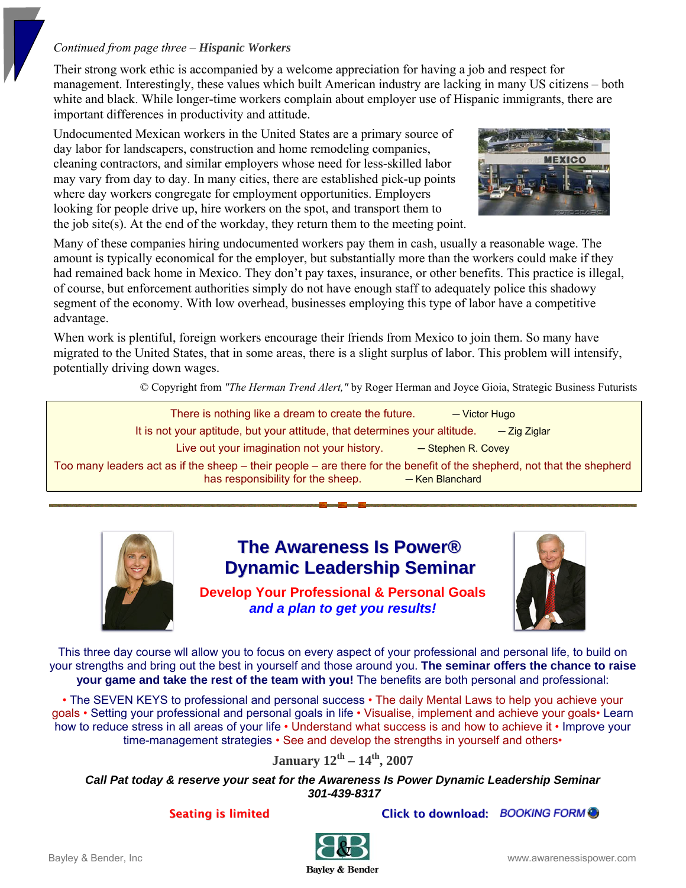*Continued from page three – **Hispanic Workers***

Their strong work ethic is accompanied by a welcome appreciation for having a job and respect for management. Interestingly, these values which built American industry are lacking in many US citizens – both white and black. While longer-time workers complain about employer use of Hispanic immigrants, there are important differences in productivity and attitude.

Undocumented Mexican workers in the United States are a primary source of day labor for landscapers, construction and home remodeling companies, cleaning contractors, and similar employers whose need for less-skilled labor may vary from day to day. In many cities, there are established pick-up points where day workers congregate for employment opportunities. Employers looking for people drive up, hire workers on the spot, and transport them to the job site(s). At the end of the workday, they return them to the meeting point.

Many of these companies hiring undocumented workers pay them in cash, usually a reasonable wage. The amount is typically economical for the employer, but substantially more than the workers could make if they had remained back home in Mexico. They don't pay taxes, insurance, or other benefits. This practice is illegal, of course, but enforcement authorities simply do not have enough staff to adequately police this shadowy segment of the economy. With low overhead, businesses employing this type of labor have a competitive advantage.

When work is plentiful, foreign workers encourage their friends from Mexico to join them. So many have migrated to the United States, that in some areas, there is a slight surplus of labor. This problem will intensify, potentially driving down wages.

© Copyright from *"The Herman Trend Alert,"* by Roger Herman and Joyce Gioia, Strategic Business Futurists

There is nothing like a dream to create the future. — Victor Hugo

It is not your aptitude, but your attitude, that determines your altitude. — Zig Ziglar

Live out your imagination not your history. — Stephen R. Covey

Too many leaders act as if the sheep – their people – are there for the benefit of the shepherd, not that the shepherd has responsibility for the sheep. — Ken Blanchard

## The Awareness Is Power® Dynamic Leadership Seminar

**Develop Your Professional & Personal Goals**

***and a plan to get you results!***

This three day course wll allow you to focus on every aspect of your professional and personal life, to build on your strengths and bring out the best in yourself and those around you. **The seminar offers the chance to raise your game and take the rest of the team with you!** The benefits are both personal and professional:

• The SEVEN KEYS to professional and personal success • The daily Mental Laws to help you achieve your goals • Setting your professional and personal goals in life • Visualise, implement and achieve your goals• Learn how to reduce stress in all areas of your life • Understand what success is and how to achieve it • Improve your time-management strategies • See and develop the strengths in yourself and others•

**January 12th – 14th, 2007**

***Call Pat today & reserve your seat for the Awareness Is Power Dynamic Leadership Seminar 301-439-8317***

**Seating is limited**

**Click to download:** *BOOKING FORM*

Bayley & Bender, Inc

Bayley & Bender

www.awarenessispower.com